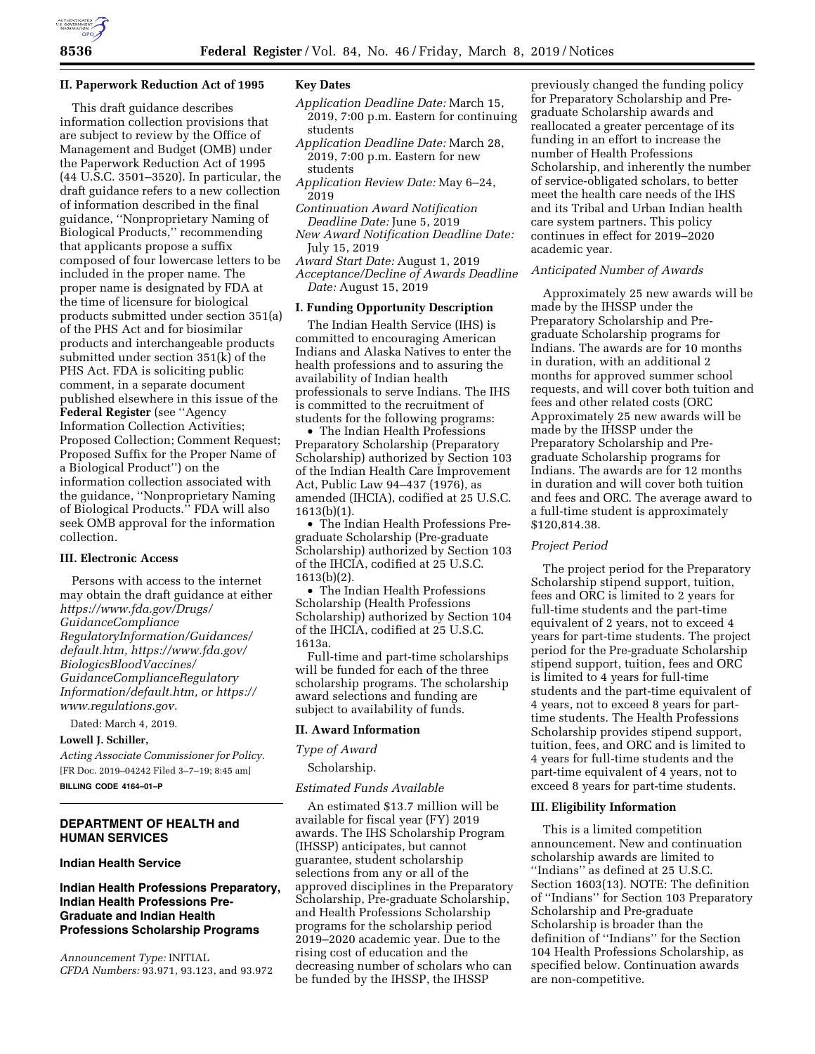## II. Paperwork Reduction Act of 1995

This draft guidance describes information collection provisions that are subject to review by the Office of Management and Budget (OMB) under the Paperwork Reduction Act of 1995 (44 U.S.C. 3501–3520). In particular, the draft guidance refers to a new collection of information described in the final guidance, ''Nonproprietary Naming of Biological Products,'' recommending that applicants propose a suffix composed of four lowercase letters to be included in the proper name. The proper name is designated by FDA at the time of licensure for biological products submitted under section 351(a) of the PHS Act and for biosimilar products and interchangeable products submitted under section 351(k) of the PHS Act. FDA is soliciting public comment, in a separate document published elsewhere in this issue of the **Federal Register** (see ''Agency Information Collection Activities; Proposed Collection; Comment Request; Proposed Suffix for the Proper Name of a Biological Product'') on the information collection associated with the guidance, ''Nonproprietary Naming of Biological Products.'' FDA will also seek OMB approval for the information collection.

## III. Electronic Access

Persons with access to the internet may obtain the draft guidance at either *https://www.fda.gov/Drugs/GuidanceCompliance RegulatoryInformation/Guidances/default.htm, https://www.fda.gov/BiologicsBloodVaccines/GuidanceComplianceRegulatory Information/default.htm, or https://www.regulations.gov.*

Dated: March 4, 2019.

**Lowell J. Schiller,**

*Acting Associate Commissioner for Policy.*

[FR Doc. 2019–04242 Filed 3–7–19; 8:45 am]

**BILLING CODE 4164–01–P**

# DEPARTMENT OF HEALTH and HUMAN SERVICES

## Indian Health Service

## Indian Health Professions Preparatory, Indian Health Professions Pre-Graduate and Indian Health Professions Scholarship Programs

*Announcement Type:* INITIAL

*CFDA Numbers:* 93.971, 93.123, and 93.972

### Key Dates

*Application Deadline Date:* March 15, 2019, 7:00 p.m. Eastern for continuing students

*Application Deadline Date:* March 28, 2019, 7:00 p.m. Eastern for new students

*Application Review Date:* May 6–24, 2019

*Continuation Award Notification Deadline Date:* June 5, 2019

*New Award Notification Deadline Date:* July 15, 2019

*Award Start Date:* August 1, 2019

*Acceptance/Decline of Awards Deadline Date:* August 15, 2019

## I. Funding Opportunity Description

The Indian Health Service (IHS) is committed to encouraging American Indians and Alaska Natives to enter the health professions and to assuring the availability of Indian health professionals to serve Indians. The IHS is committed to the recruitment of students for the following programs:

- The Indian Health Professions Preparatory Scholarship (Preparatory Scholarship) authorized by Section 103 of the Indian Health Care Improvement Act, Public Law 94–437 (1976), as amended (IHCIA), codified at 25 U.S.C. 1613(b)(1).
- The Indian Health Professions Pre-graduate Scholarship (Pre-graduate Scholarship) authorized by Section 103 of the IHCIA, codified at 25 U.S.C. 1613(b)(2).
- The Indian Health Professions Scholarship (Health Professions Scholarship) authorized by Section 104 of the IHCIA, codified at 25 U.S.C. 1613a.

Full-time and part-time scholarships will be funded for each of the three scholarship programs. The scholarship award selections and funding are subject to availability of funds.

## II. Award Information

*Type of Award*

Scholarship.

*Estimated Funds Available*

An estimated $13.7 million will be available for fiscal year (FY) 2019 awards. The IHS Scholarship Program (IHSSP) anticipates, but cannot guarantee, student scholarship selections from any or all of the approved disciplines in the Preparatory Scholarship, Pre-graduate Scholarship, and Health Professions Scholarship programs for the scholarship period 2019–2020 academic year. Due to the rising cost of education and the decreasing number of scholars who can be funded by the IHSSP, the IHSSP previously changed the funding policy for Preparatory Scholarship and Pre-graduate Scholarship awards and reallocated a greater percentage of its funding in an effort to increase the number of Health Professions Scholarship, and inherently the number of service-obligated scholars, to better meet the health care needs of the IHS and its Tribal and Urban Indian health care system partners. This policy continues in effect for 2019–2020 academic year.

*Anticipated Number of Awards*

Approximately 25 new awards will be made by the IHSSP under the Preparatory Scholarship and Pre-graduate Scholarship programs for Indians. The awards are for 10 months in duration, with an additional 2 months for approved summer school requests, and will cover both tuition and fees and other related costs (ORC Approximately 25 new awards will be made by the IHSSP under the Preparatory Scholarship and Pre-graduate Scholarship programs for Indians. The awards are for 12 months in duration and will cover both tuition and fees and ORC. The average award to a full-time student is approximately $120,814.38.

*Project Period*

The project period for the Preparatory Scholarship stipend support, tuition, fees and ORC is limited to 2 years for full-time students and the part-time equivalent of 2 years, not to exceed 4 years for part-time students. The project period for the Pre-graduate Scholarship stipend support, tuition, fees and ORC is limited to 4 years for full-time students and the part-time equivalent of 4 years, not to exceed 8 years for part-time students. The Health Professions Scholarship provides stipend support, tuition, fees, and ORC and is limited to 4 years for full-time students and the part-time equivalent of 4 years, not to exceed 8 years for part-time students.

## III. Eligibility Information

This is a limited competition announcement. New and continuation scholarship awards are limited to ''Indians'' as defined at 25 U.S.C. Section 1603(13). NOTE: The definition of ''Indians'' for Section 103 Preparatory Scholarship and Pre-graduate Scholarship is broader than the definition of ''Indians'' for the Section 104 Health Professions Scholarship, as specified below. Continuation awards are non-competitive.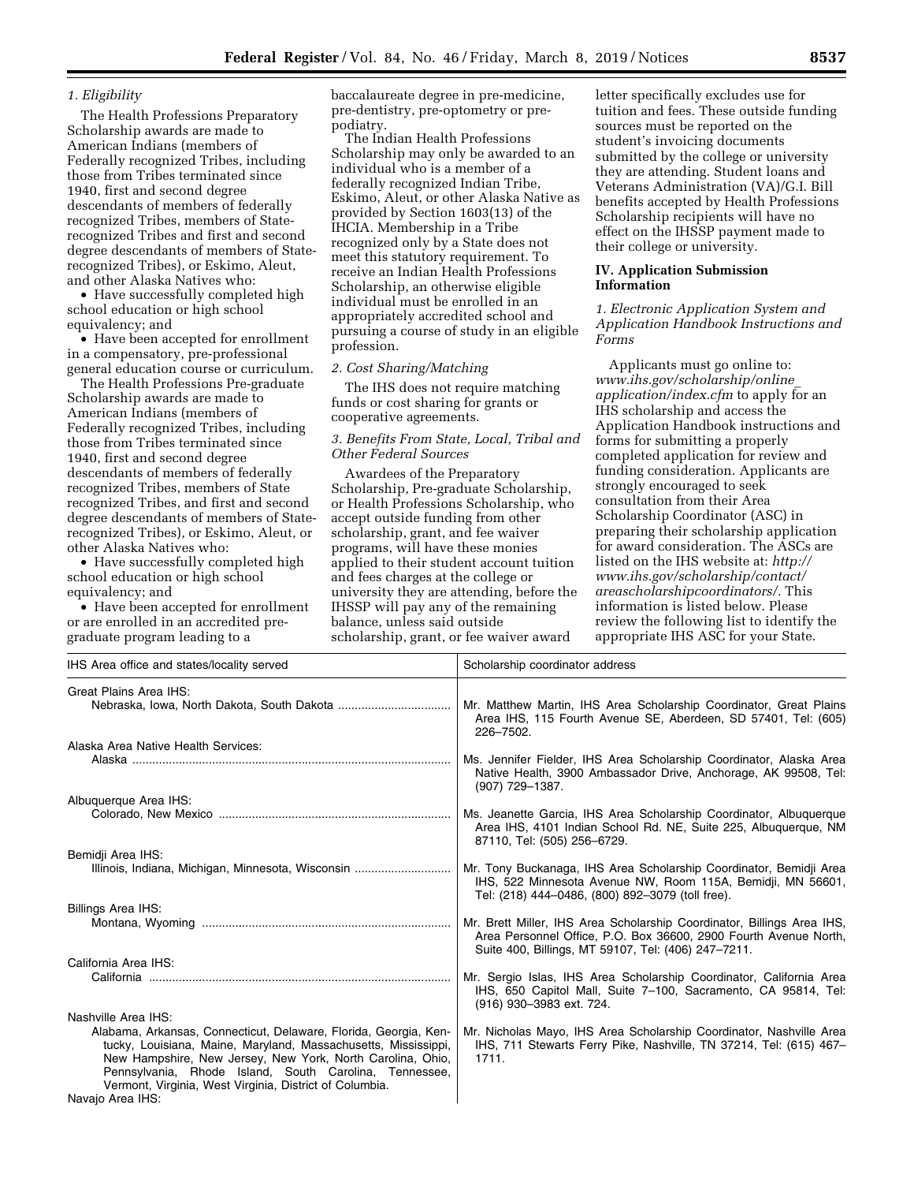### *1. Eligibility*

The Health Professions Preparatory Scholarship awards are made to American Indians (members of Federally recognized Tribes, including those from Tribes terminated since 1940, first and second degree descendants of members of federally recognized Tribes, members of State-recognized Tribes and first and second degree descendants of members of State-recognized Tribes), or Eskimo, Aleut, and other Alaska Natives who:

- Have successfully completed high school education or high school equivalency; and
- Have been accepted for enrollment in a compensatory, pre-professional general education course or curriculum.

The Health Professions Pre-graduate Scholarship awards are made to American Indians (members of Federally recognized Tribes, including those from Tribes terminated since 1940, first and second degree descendants of members of federally recognized Tribes, members of State recognized Tribes, and first and second degree descendants of members of State-recognized Tribes), or Eskimo, Aleut, or other Alaska Natives who:

- Have successfully completed high school education or high school equivalency; and
- Have been accepted for enrollment or are enrolled in an accredited pre-graduate program leading to a baccalaureate degree in pre-medicine, pre-dentistry, pre-optometry or pre-podiatry.

The Indian Health Professions Scholarship may only be awarded to an individual who is a member of a federally recognized Indian Tribe, Eskimo, Aleut, or other Alaska Native as provided by Section 1603(13) of the IHCIA. Membership in a Tribe recognized only by a State does not meet this statutory requirement. To receive an Indian Health Professions Scholarship, an otherwise eligible individual must be enrolled in an appropriately accredited school and pursuing a course of study in an eligible profession.

### *2. Cost Sharing/Matching*

The IHS does not require matching funds or cost sharing for grants or cooperative agreements.

### *3. Benefits From State, Local, Tribal and Other Federal Sources*

Awardees of the Preparatory Scholarship, Pre-graduate Scholarship, or Health Professions Scholarship, who accept outside funding from other scholarship, grant, and fee waiver programs, will have these monies applied to their student account tuition and fees charges at the college or university they are attending, before the IHSSP will pay any of the remaining balance, unless said outside scholarship, grant, or fee waiver award letter specifically excludes use for tuition and fees. These outside funding sources must be reported on the student's invoicing documents submitted by the college or university they are attending. Student loans and Veterans Administration (VA)/G.I. Bill benefits accepted by Health Professions Scholarship recipients will have no effect on the IHSSP payment made to their college or university.

## IV. Application Submission Information

### *1. Electronic Application System and Application Handbook Instructions and Forms*

Applicants must go online to: *www.ihs.gov/scholarship/online_application/index.cfm* to apply for an IHS scholarship and access the Application Handbook instructions and forms for submitting a properly completed application for review and funding consideration. Applicants are strongly encouraged to seek consultation from their Area Scholarship Coordinator (ASC) in preparing their scholarship application for award consideration. The ASCs are listed on the IHS website at: *http://www.ihs.gov/scholarship/contact/areascholarshipcoordinators/.* This information is listed below. Please review the following list to identify the appropriate IHS ASC for your State.

| IHS Area office and states/locality served | Scholarship coordinator address |
|---|---|
| Great Plains Area IHS: Nebraska, Iowa, North Dakota, South Dakota | Mr. Matthew Martin, IHS Area Scholarship Coordinator, Great Plains Area IHS, 115 Fourth Avenue SE, Aberdeen, SD 57401, Tel: (605) 226–7502. |
| Alaska Area Native Health Services: Alaska | Ms. Jennifer Fielder, IHS Area Scholarship Coordinator, Alaska Area Native Health, 3900 Ambassador Drive, Anchorage, AK 99508, Tel: (907) 729–1387. |
| Albuquerque Area IHS: Colorado, New Mexico | Ms. Jeanette Garcia, IHS Area Scholarship Coordinator, Albuquerque Area IHS, 4101 Indian School Rd. NE, Suite 225, Albuquerque, NM 87110, Tel: (505) 256–6729. |
| Bemidji Area IHS: Illinois, Indiana, Michigan, Minnesota, Wisconsin | Mr. Tony Buckanaga, IHS Area Scholarship Coordinator, Bemidji Area IHS, 522 Minnesota Avenue NW, Room 115A, Bemidji, MN 56601, Tel: (218) 444–0486, (800) 892–3079 (toll free). |
| Billings Area IHS: Montana, Wyoming | Mr. Brett Miller, IHS Area Scholarship Coordinator, Billings Area IHS, Area Personnel Office, P.O. Box 36600, 2900 Fourth Avenue North, Suite 400, Billings, MT 59107, Tel: (406) 247–7211. |
| California Area IHS: California | Mr. Sergio Islas, IHS Area Scholarship Coordinator, California Area IHS, 650 Capitol Mall, Suite 7–100, Sacramento, CA 95814, Tel: (916) 930–3983 ext. 724. |
| Nashville Area IHS: Alabama, Arkansas, Connecticut, Delaware, Florida, Georgia, Kentucky, Louisiana, Maine, Maryland, Massachusetts, Mississippi, New Hampshire, New Jersey, New York, North Carolina, Ohio, Pennsylvania, Rhode Island, South Carolina, Tennessee, Vermont, Virginia, West Virginia, District of Columbia. | Mr. Nicholas Mayo, IHS Area Scholarship Coordinator, Nashville Area IHS, 711 Stewarts Ferry Pike, Nashville, TN 37214, Tel: (615) 467–1711. |
| Navajo Area IHS: | |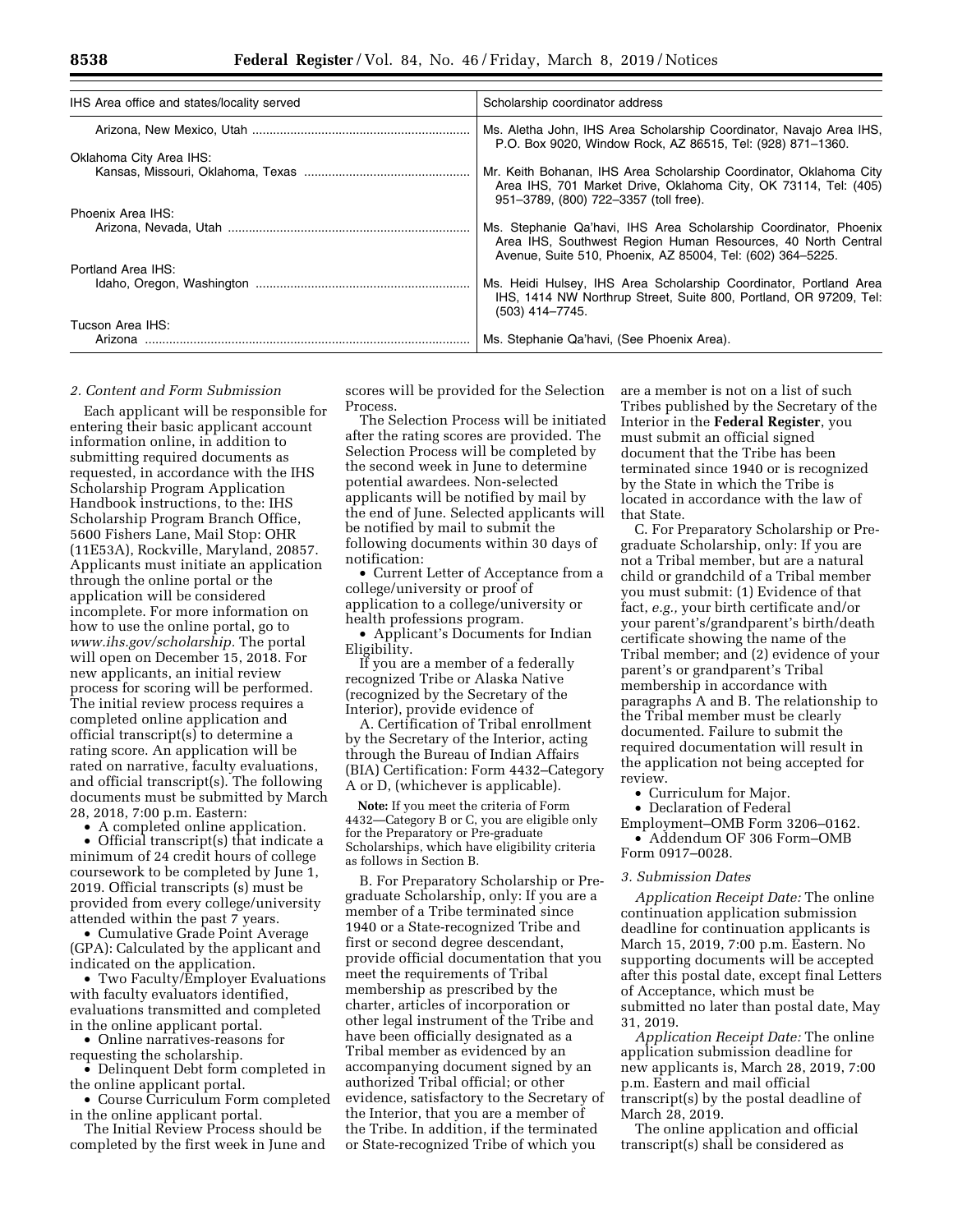| IHS Area office and states/locality served | Scholarship coordinator address |
| --- | --- |
| Arizona, New Mexico, Utah | Ms. Aletha John, IHS Area Scholarship Coordinator, Navajo Area IHS, P.O. Box 9020, Window Rock, AZ 86515, Tel: (928) 871–1360. |
| Oklahoma City Area IHS: | |
| Kansas, Missouri, Oklahoma, Texas | Mr. Keith Bohanan, IHS Area Scholarship Coordinator, Oklahoma City Area IHS, 701 Market Drive, Oklahoma City, OK 73114, Tel: (405) 951–3789, (800) 722–3357 (toll free). |
| Phoenix Area IHS: | |
| Arizona, Nevada, Utah | Ms. Stephanie Qa'havi, IHS Area Scholarship Coordinator, Phoenix Area IHS, Southwest Region Human Resources, 40 North Central Avenue, Suite 510, Phoenix, AZ 85004, Tel: (602) 364–5225. |
| Portland Area IHS: | |
| Idaho, Oregon, Washington | Ms. Heidi Hulsey, IHS Area Scholarship Coordinator, Portland Area IHS, 1414 NW Northrup Street, Suite 800, Portland, OR 97209, Tel: (503) 414–7745. |
| Tucson Area IHS: | |
| Arizona | Ms. Stephanie Qa'havi, (See Phoenix Area). |

*2. Content and Form Submission*

Each applicant will be responsible for entering their basic applicant account information online, in addition to submitting required documents as requested, in accordance with the IHS Scholarship Program Application Handbook instructions, to the: IHS Scholarship Program Branch Office, 5600 Fishers Lane, Mail Stop: OHR (11E53A), Rockville, Maryland, 20857. Applicants must initiate an application through the online portal or the application will be considered incomplete. For more information on how to use the online portal, go to *www.ihs.gov/scholarship.* The portal will open on December 15, 2018. For new applicants, an initial review process for scoring will be performed. The initial review process requires a completed online application and official transcript(s) to determine a rating score. An application will be rated on narrative, faculty evaluations, and official transcript(s). The following documents must be submitted by March 28, 2018, 7:00 p.m. Eastern:

- A completed online application.
- Official transcript(s) that indicate a minimum of 24 credit hours of college coursework to be completed by June 1, 2019. Official transcripts (s) must be provided from every college/university attended within the past 7 years.
- Cumulative Grade Point Average (GPA): Calculated by the applicant and indicated on the application.
- Two Faculty/Employer Evaluations with faculty evaluators identified, evaluations transmitted and completed in the online applicant portal.
- Online narratives-reasons for requesting the scholarship.
- Delinquent Debt form completed in the online applicant portal.
- Course Curriculum Form completed in the online applicant portal.

The Initial Review Process should be completed by the first week in June and scores will be provided for the Selection Process.

The Selection Process will be initiated after the rating scores are provided. The Selection Process will be completed by the second week in June to determine potential awardees. Non-selected applicants will be notified by mail by the end of June. Selected applicants will be notified by mail to submit the following documents within 30 days of notification:

- Current Letter of Acceptance from a college/university or proof of application to a college/university or health professions program.
- Applicant's Documents for Indian Eligibility.

If you are a member of a federally recognized Tribe or Alaska Native (recognized by the Secretary of the Interior), provide evidence of

A. Certification of Tribal enrollment by the Secretary of the Interior, acting through the Bureau of Indian Affairs (BIA) Certification: Form 4432–Category A or D, (whichever is applicable).

**Note:** If you meet the criteria of Form 4432—Category B or C, you are eligible only for the Preparatory or Pre-graduate Scholarships, which have eligibility criteria as follows in Section B.

B. For Preparatory Scholarship or Pre-graduate Scholarship, only: If you are a member of a Tribe terminated since 1940 or a State-recognized Tribe and first or second degree descendant, provide official documentation that you meet the requirements of Tribal membership as prescribed by the charter, articles of incorporation or other legal instrument of the Tribe and have been officially designated as a Tribal member as evidenced by an accompanying document signed by an authorized Tribal official; or other evidence, satisfactory to the Secretary of the Interior, that you are a member of the Tribe. In addition, if the terminated or State-recognized Tribe of which you are a member is not on a list of such Tribes published by the Secretary of the Interior in the **Federal Register**, you must submit an official signed document that the Tribe has been terminated since 1940 or is recognized by the State in which the Tribe is located in accordance with the law of that State.

C. For Preparatory Scholarship or Pre-graduate Scholarship, only: If you are not a Tribal member, but are a natural child or grandchild of a Tribal member you must submit: (1) Evidence of that fact, *e.g.,* your birth certificate and/or your parent's/grandparent's birth/death certificate showing the name of the Tribal member; and (2) evidence of your parent's or grandparent's Tribal membership in accordance with paragraphs A and B. The relationship to the Tribal member must be clearly documented. Failure to submit the required documentation will result in the application not being accepted for review.

- Curriculum for Major.
- Declaration of Federal Employment–OMB Form 3206–0162.
- Addendum OF 306 Form–OMB Form 0917–0028.

*3. Submission Dates*

*Application Receipt Date:* The online continuation application submission deadline for continuation applicants is March 15, 2019, 7:00 p.m. Eastern. No supporting documents will be accepted after this postal date, except final Letters of Acceptance, which must be submitted no later than postal date, May 31, 2019.

*Application Receipt Date:* The online application submission deadline for new applicants is, March 28, 2019, 7:00 p.m. Eastern and mail official transcript(s) by the postal deadline of March 28, 2019.

The online application and official transcript(s) shall be considered as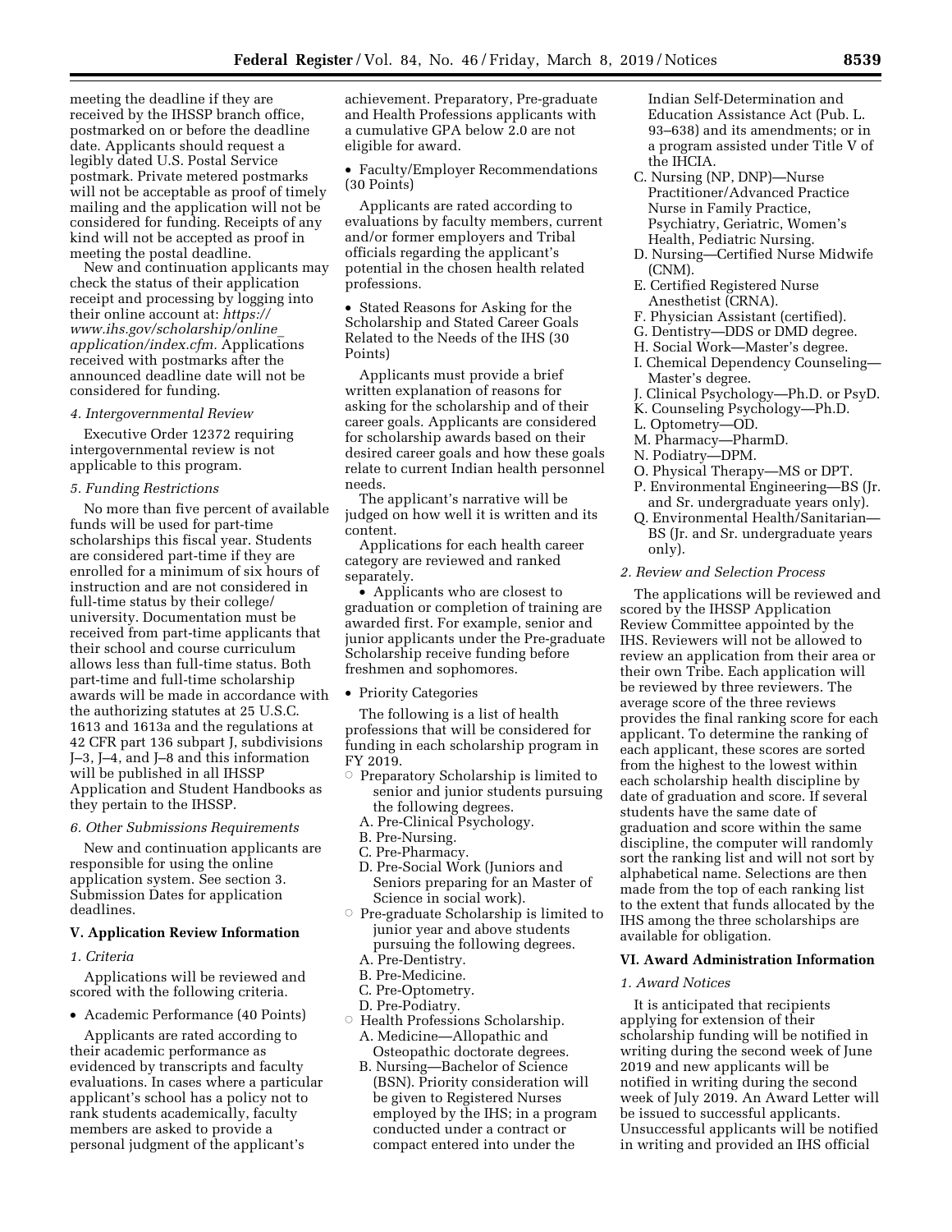meeting the deadline if they are received by the IHSSP branch office, postmarked on or before the deadline date. Applicants should request a legibly dated U.S. Postal Service postmark. Private metered postmarks will not be acceptable as proof of timely mailing and the application will not be considered for funding. Receipts of any kind will not be accepted as proof in meeting the postal deadline.

New and continuation applicants may check the status of their application receipt and processing by logging into their online account at: *https://www.ihs.gov/scholarship/online_application/index.cfm.* Applications received with postmarks after the announced deadline date will not be considered for funding.

*4. Intergovernmental Review*

Executive Order 12372 requiring intergovernmental review is not applicable to this program.

*5. Funding Restrictions*

No more than five percent of available funds will be used for part-time scholarships this fiscal year. Students are considered part-time if they are enrolled for a minimum of six hours of instruction and are not considered in full-time status by their college/university. Documentation must be received from part-time applicants that their school and course curriculum allows less than full-time status. Both part-time and full-time scholarship awards will be made in accordance with the authorizing statutes at 25 U.S.C. 1613 and 1613a and the regulations at 42 CFR part 136 subpart J, subdivisions J–3, J–4, and J–8 and this information will be published in all IHSSP Application and Student Handbooks as they pertain to the IHSSP.

*6. Other Submissions Requirements*

New and continuation applicants are responsible for using the online application system. See section 3. Submission Dates for application deadlines.

## V. Application Review Information

*1. Criteria*

Applications will be reviewed and scored with the following criteria.

- Academic Performance (40 Points)

Applicants are rated according to their academic performance as evidenced by transcripts and faculty evaluations. In cases where a particular applicant's school has a policy not to rank students academically, faculty members are asked to provide a personal judgment of the applicant's achievement. Preparatory, Pre-graduate and Health Professions applicants with a cumulative GPA below 2.0 are not eligible for award.

- Faculty/Employer Recommendations (30 Points)

Applicants are rated according to evaluations by faculty members, current and/or former employers and Tribal officials regarding the applicant's potential in the chosen health related professions.

- Stated Reasons for Asking for the Scholarship and Stated Career Goals Related to the Needs of the IHS (30 Points)

Applicants must provide a brief written explanation of reasons for asking for the scholarship and of their career goals. Applicants are considered for scholarship awards based on their desired career goals and how these goals relate to current Indian health personnel needs.

The applicant's narrative will be judged on how well it is written and its content.

Applications for each health career category are reviewed and ranked separately.

- Applicants who are closest to graduation or completion of training are awarded first. For example, senior and junior applicants under the Pre-graduate Scholarship receive funding before freshmen and sophomores.

- Priority Categories

The following is a list of health professions that will be considered for funding in each scholarship program in FY 2019.

- Preparatory Scholarship is limited to senior and junior students pursuing the following degrees.
  - A. Pre-Clinical Psychology.
  - B. Pre-Nursing.
  - C. Pre-Pharmacy.
  - D. Pre-Social Work (Juniors and Seniors preparing for an Master of Science in social work).
- Pre-graduate Scholarship is limited to junior year and above students pursuing the following degrees.
  - A. Pre-Dentistry.
  - B. Pre-Medicine.
  - C. Pre-Optometry.
  - D. Pre-Podiatry.
- Health Professions Scholarship.
  - A. Medicine—Allopathic and Osteopathic doctorate degrees.
  - B. Nursing—Bachelor of Science (BSN). Priority consideration will be given to Registered Nurses employed by the IHS; in a program conducted under a contract or compact entered into under the Indian Self-Determination and Education Assistance Act (Pub. L. 93–638) and its amendments; or in a program assisted under Title V of the IHCIA.
  - C. Nursing (NP, DNP)—Nurse Practitioner/Advanced Practice Nurse in Family Practice, Psychiatry, Geriatric, Women's Health, Pediatric Nursing.
  - D. Nursing—Certified Nurse Midwife (CNM).
  - E. Certified Registered Nurse Anesthetist (CRNA).
  - F. Physician Assistant (certified).
  - G. Dentistry—DDS or DMD degree.
  - H. Social Work—Master's degree.
  - I. Chemical Dependency Counseling—Master's degree.
  - J. Clinical Psychology—Ph.D. or PsyD.
  - K. Counseling Psychology—Ph.D.
  - L. Optometry—OD.
  - M. Pharmacy—PharmD.
  - N. Podiatry—DPM.
  - O. Physical Therapy—MS or DPT.
  - P. Environmental Engineering—BS (Jr. and Sr. undergraduate years only).
  - Q. Environmental Health/Sanitarian—BS (Jr. and Sr. undergraduate years only).

*2. Review and Selection Process*

The applications will be reviewed and scored by the IHSSP Application Review Committee appointed by the IHS. Reviewers will not be allowed to review an application from their area or their own Tribe. Each application will be reviewed by three reviewers. The average score of the three reviews provides the final ranking score for each applicant. To determine the ranking of each applicant, these scores are sorted from the highest to the lowest within each scholarship health discipline by date of graduation and score. If several students have the same date of graduation and score within the same discipline, the computer will randomly sort the ranking list and will not sort by alphabetical name. Selections are then made from the top of each ranking list to the extent that funds allocated by the IHS among the three scholarships are available for obligation.

## VI. Award Administration Information

*1. Award Notices*

It is anticipated that recipients applying for extension of their scholarship funding will be notified in writing during the second week of June 2019 and new applicants will be notified in writing during the second week of July 2019. An Award Letter will be issued to successful applicants. Unsuccessful applicants will be notified in writing and provided an IHS official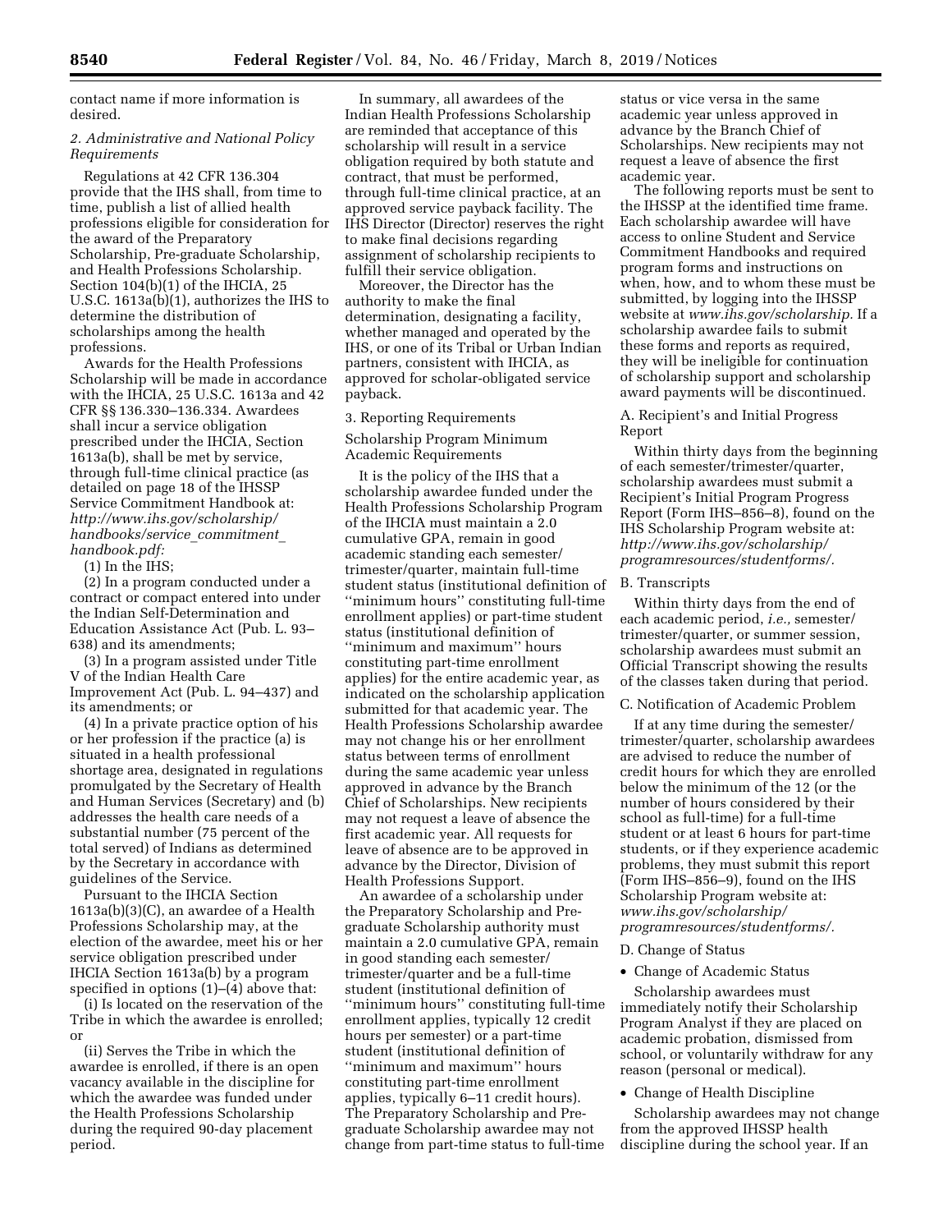contact name if more information is desired.

### 2. Administrative and National Policy Requirements

Regulations at 42 CFR 136.304 provide that the IHS shall, from time to time, publish a list of allied health professions eligible for consideration for the award of the Preparatory Scholarship, Pre-graduate Scholarship, and Health Professions Scholarship. Section 104(b)(1) of the IHCIA, 25 U.S.C. 1613a(b)(1), authorizes the IHS to determine the distribution of scholarships among the health professions.

Awards for the Health Professions Scholarship will be made in accordance with the IHCIA, 25 U.S.C. 1613a and 42 CFR §§ 136.330–136.334. Awardees shall incur a service obligation prescribed under the IHCIA, Section 1613a(b), shall be met by service, through full-time clinical practice (as detailed on page 18 of the IHSSP Service Commitment Handbook at: *http://www.ihs.gov/scholarship/handbooks/service_commitment_handbook.pdf:*

(1) In the IHS;

(2) In a program conducted under a contract or compact entered into under the Indian Self-Determination and Education Assistance Act (Pub. L. 93–638) and its amendments;

(3) In a program assisted under Title V of the Indian Health Care Improvement Act (Pub. L. 94–437) and its amendments; or

(4) In a private practice option of his or her profession if the practice (a) is situated in a health professional shortage area, designated in regulations promulgated by the Secretary of Health and Human Services (Secretary) and (b) addresses the health care needs of a substantial number (75 percent of the total served) of Indians as determined by the Secretary in accordance with guidelines of the Service.

Pursuant to the IHCIA Section 1613a(b)(3)(C), an awardee of a Health Professions Scholarship may, at the election of the awardee, meet his or her service obligation prescribed under IHCIA Section 1613a(b) by a program specified in options (1)–(4) above that:

(i) Is located on the reservation of the Tribe in which the awardee is enrolled; or

(ii) Serves the Tribe in which the awardee is enrolled, if there is an open vacancy available in the discipline for which the awardee was funded under the Health Professions Scholarship during the required 90-day placement period.

In summary, all awardees of the Indian Health Professions Scholarship are reminded that acceptance of this scholarship will result in a service obligation required by both statute and contract, that must be performed, through full-time clinical practice, at an approved service payback facility. The IHS Director (Director) reserves the right to make final decisions regarding assignment of scholarship recipients to fulfill their service obligation.

Moreover, the Director has the authority to make the final determination, designating a facility, whether managed and operated by the IHS, or one of its Tribal or Urban Indian partners, consistent with IHCIA, as approved for scholar-obligated service payback.

### 3. Reporting Requirements

Scholarship Program Minimum Academic Requirements

It is the policy of the IHS that a scholarship awardee funded under the Health Professions Scholarship Program of the IHCIA must maintain a 2.0 cumulative GPA, remain in good academic standing each semester/trimester/quarter, maintain full-time student status (institutional definition of ''minimum hours'' constituting full-time enrollment applies) or part-time student status (institutional definition of ''minimum and maximum'' hours constituting part-time enrollment applies) for the entire academic year, as indicated on the scholarship application submitted for that academic year. The Health Professions Scholarship awardee may not change his or her enrollment status between terms of enrollment during the same academic year unless approved in advance by the Branch Chief of Scholarships. New recipients may not request a leave of absence the first academic year. All requests for leave of absence are to be approved in advance by the Director, Division of Health Professions Support.

An awardee of a scholarship under the Preparatory Scholarship and Pre-graduate Scholarship authority must maintain a 2.0 cumulative GPA, remain in good standing each semester/trimester/quarter and be a full-time student (institutional definition of ''minimum hours'' constituting full-time enrollment applies, typically 12 credit hours per semester) or a part-time student (institutional definition of ''minimum and maximum'' hours constituting part-time enrollment applies, typically 6–11 credit hours). The Preparatory Scholarship and Pre-graduate Scholarship awardee may not change from part-time status to full-time status or vice versa in the same academic year unless approved in advance by the Branch Chief of Scholarships. New recipients may not request a leave of absence the first academic year.

The following reports must be sent to the IHSSP at the identified time frame. Each scholarship awardee will have access to online Student and Service Commitment Handbooks and required program forms and instructions on when, how, and to whom these must be submitted, by logging into the IHSSP website at *www.ihs.gov/scholarship.* If a scholarship awardee fails to submit these forms and reports as required, they will be ineligible for continuation of scholarship support and scholarship award payments will be discontinued.

A. Recipient's and Initial Progress Report

Within thirty days from the beginning of each semester/trimester/quarter, scholarship awardees must submit a Recipient's Initial Program Progress Report (Form IHS–856–8), found on the IHS Scholarship Program website at: *http://www.ihs.gov/scholarship/programresources/studentforms/.*

B. Transcripts

Within thirty days from the end of each academic period, *i.e.,* semester/trimester/quarter, or summer session, scholarship awardees must submit an Official Transcript showing the results of the classes taken during that period.

C. Notification of Academic Problem

If at any time during the semester/trimester/quarter, scholarship awardees are advised to reduce the number of credit hours for which they are enrolled below the minimum of the 12 (or the number of hours considered by their school as full-time) for a full-time student or at least 6 hours for part-time students, or if they experience academic problems, they must submit this report (Form IHS–856–9), found on the IHS Scholarship Program website at: *www.ihs.gov/scholarship/programresources/studentforms/.*

D. Change of Status

- Change of Academic Status

Scholarship awardees must immediately notify their Scholarship Program Analyst if they are placed on academic probation, dismissed from school, or voluntarily withdraw for any reason (personal or medical).

- Change of Health Discipline

Scholarship awardees may not change from the approved IHSSP health discipline during the school year. If an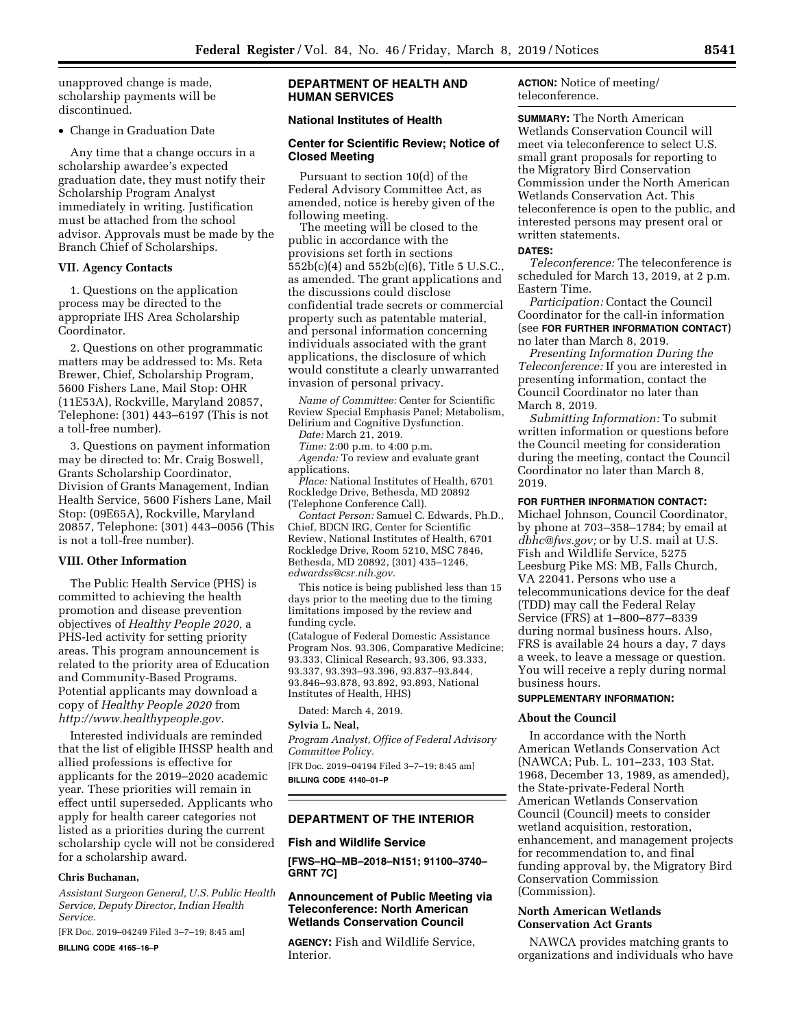unapproved change is made, scholarship payments will be discontinued.

- Change in Graduation Date

Any time that a change occurs in a scholarship awardee's expected graduation date, they must notify their Scholarship Program Analyst immediately in writing. Justification must be attached from the school advisor. Approvals must be made by the Branch Chief of Scholarships.

### VII. Agency Contacts

1. Questions on the application process may be directed to the appropriate IHS Area Scholarship Coordinator.

2. Questions on other programmatic matters may be addressed to: Ms. Reta Brewer, Chief, Scholarship Program, 5600 Fishers Lane, Mail Stop: OHR (11E53A), Rockville, Maryland 20857, Telephone: (301) 443–6197 (This is not a toll-free number).

3. Questions on payment information may be directed to: Mr. Craig Boswell, Grants Scholarship Coordinator, Division of Grants Management, Indian Health Service, 5600 Fishers Lane, Mail Stop: (09E65A), Rockville, Maryland 20857, Telephone: (301) 443–0056 (This is not a toll-free number).

### VIII. Other Information

The Public Health Service (PHS) is committed to achieving the health promotion and disease prevention objectives of *Healthy People 2020,* a PHS-led activity for setting priority areas. This program announcement is related to the priority area of Education and Community-Based Programs. Potential applicants may download a copy of *Healthy People 2020* from *http://www.healthypeople.gov.*

Interested individuals are reminded that the list of eligible IHSSP health and allied professions is effective for applicants for the 2019–2020 academic year. These priorities will remain in effect until superseded. Applicants who apply for health career categories not listed as a priorities during the current scholarship cycle will not be considered for a scholarship award.

**Chris Buchanan,**

*Assistant Surgeon General, U.S. Public Health Service, Deputy Director, Indian Health Service.*

[FR Doc. 2019–04249 Filed 3–7–19; 8:45 am]

**BILLING CODE 4165–16–P**

## DEPARTMENT OF HEALTH AND HUMAN SERVICES

### National Institutes of Health

### Center for Scientific Review; Notice of Closed Meeting

Pursuant to section 10(d) of the Federal Advisory Committee Act, as amended, notice is hereby given of the following meeting.

The meeting will be closed to the public in accordance with the provisions set forth in sections 552b(c)(4) and 552b(c)(6), Title 5 U.S.C., as amended. The grant applications and the discussions could disclose confidential trade secrets or commercial property such as patentable material, and personal information concerning individuals associated with the grant applications, the disclosure of which would constitute a clearly unwarranted invasion of personal privacy.

*Name of Committee:* Center for Scientific Review Special Emphasis Panel; Metabolism, Delirium and Cognitive Dysfunction.

*Date:* March 21, 2019.

*Time:* 2:00 p.m. to 4:00 p.m.

*Agenda:* To review and evaluate grant applications.

*Place:* National Institutes of Health, 6701 Rockledge Drive, Bethesda, MD 20892 (Telephone Conference Call).

*Contact Person:* Samuel C. Edwards, Ph.D., Chief, BDCN IRG, Center for Scientific Review, National Institutes of Health, 6701 Rockledge Drive, Room 5210, MSC 7846, Bethesda, MD 20892, (301) 435–1246, *edwardss@csr.nih.gov.*

This notice is being published less than 15 days prior to the meeting due to the timing limitations imposed by the review and funding cycle.

(Catalogue of Federal Domestic Assistance Program Nos. 93.306, Comparative Medicine; 93.333, Clinical Research, 93.306, 93.333, 93.337, 93.393–93.396, 93.837–93.844, 93.846–93.878, 93.892, 93.893, National Institutes of Health, HHS)

Dated: March 4, 2019.

**Sylvia L. Neal,**

*Program Analyst, Office of Federal Advisory Committee Policy.*

[FR Doc. 2019–04194 Filed 3–7–19; 8:45 am]

**BILLING CODE 4140–01–P**

## DEPARTMENT OF THE INTERIOR

### Fish and Wildlife Service

**[FWS–HQ–MB–2018–N151; 91100–3740–GRNT 7C]**

### Announcement of Public Meeting via Teleconference: North American Wetlands Conservation Council

**AGENCY:** Fish and Wildlife Service, Interior.

**ACTION:** Notice of meeting/teleconference.

**SUMMARY:** The North American Wetlands Conservation Council will meet via teleconference to select U.S. small grant proposals for reporting to the Migratory Bird Conservation Commission under the North American Wetlands Conservation Act. This teleconference is open to the public, and interested persons may present oral or written statements.

**DATES:**

*Teleconference:* The teleconference is scheduled for March 13, 2019, at 2 p.m. Eastern Time.

*Participation:* Contact the Council Coordinator for the call-in information (see **FOR FURTHER INFORMATION CONTACT**) no later than March 8, 2019.

*Presenting Information During the Teleconference:* If you are interested in presenting information, contact the Council Coordinator no later than March 8, 2019.

*Submitting Information:* To submit written information or questions before the Council meeting for consideration during the meeting, contact the Council Coordinator no later than March 8, 2019.

**FOR FURTHER INFORMATION CONTACT:** Michael Johnson, Council Coordinator, by phone at 703–358–1784; by email at *dbhc@fws.gov;* or by U.S. mail at U.S. Fish and Wildlife Service, 5275 Leesburg Pike MS: MB, Falls Church, VA 22041. Persons who use a telecommunications device for the deaf (TDD) may call the Federal Relay Service (FRS) at 1–800–877–8339 during normal business hours. Also, FRS is available 24 hours a day, 7 days a week, to leave a message or question. You will receive a reply during normal business hours.

**SUPPLEMENTARY INFORMATION:**

### About the Council

In accordance with the North American Wetlands Conservation Act (NAWCA; Pub. L. 101–233, 103 Stat. 1968, December 13, 1989, as amended), the State-private-Federal North American Wetlands Conservation Council (Council) meets to consider wetland acquisition, restoration, enhancement, and management projects for recommendation to, and final funding approval by, the Migratory Bird Conservation Commission (Commission).

### North American Wetlands Conservation Act Grants

NAWCA provides matching grants to organizations and individuals who have